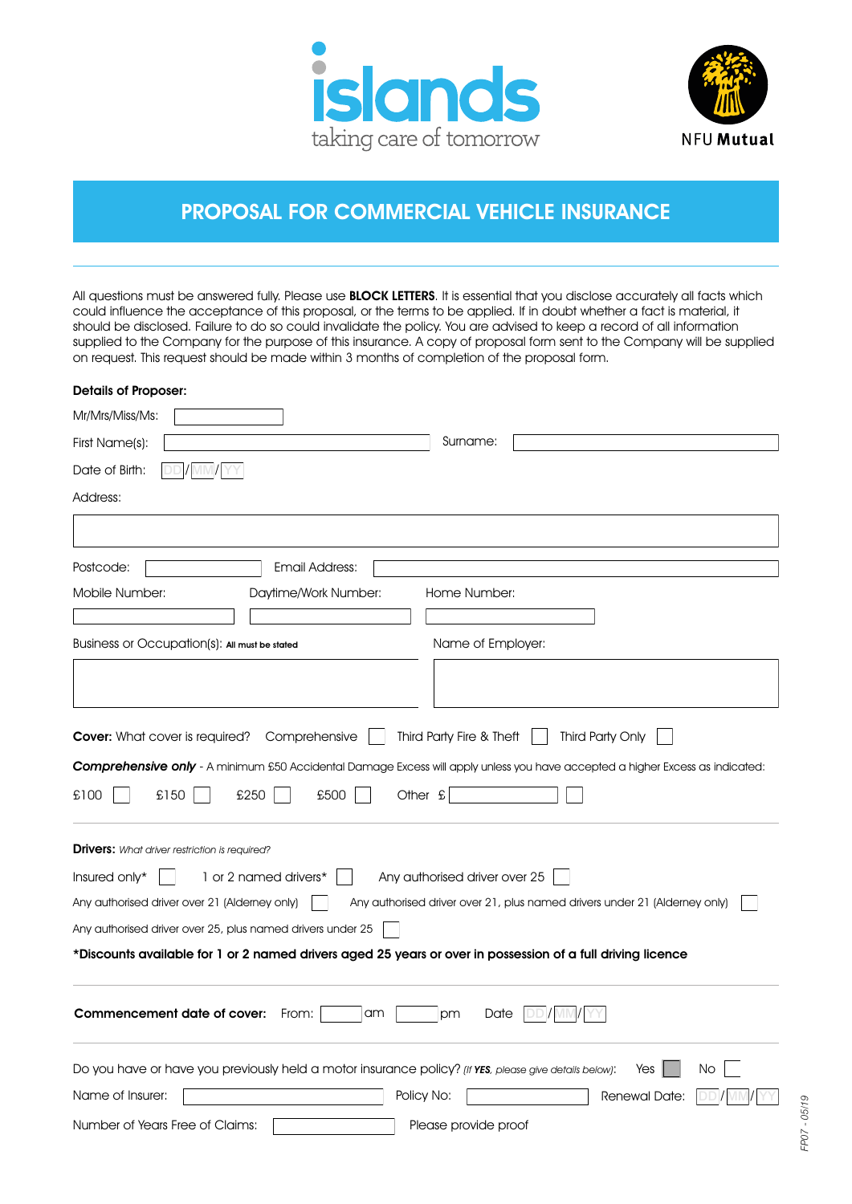islands
taking care of tomorrow

NFU Mutual

# PROPOSAL FOR COMMERCIAL VEHICLE INSURANCE

All questions must be answered fully. Please use **BLOCK LETTERS**. It is essential that you disclose accurately all facts which could influence the acceptance of this proposal, or the terms to be applied. If in doubt whether a fact is material, it should be disclosed. Failure to do so could invalidate the policy. You are advised to keep a record of all information supplied to the Company for the purpose of this insurance. A copy of proposal form sent to the Company will be supplied on request. This request should be made within 3 months of completion of the proposal form.

**Details of Proposer:**

Mr/Mrs/Miss/Ms:

First Name(s): Surname:

Date of Birth: DD/MM/YY

Address:

Postcode: Email Address:

Mobile Number: Daytime/Work Number: Home Number:

Business or Occupation(s): All must be stated Name of Employer:

**Cover:** What cover is required? Comprehensive ☐ Third Party Fire & Theft ☐ Third Party Only ☐

***Comprehensive only*** - A minimum £50 Accidental Damage Excess will apply unless you have accepted a higher Excess as indicated:

£100 ☐ £150 ☐ £250 ☐ £500 ☐ Other £ ☐

**Drivers:** *What driver restriction is required?*

Insured only* ☐ 1 or 2 named drivers* ☐ Any authorised driver over 25 ☐

Any authorised driver over 21 (Alderney only) ☐ Any authorised driver over 21, plus named drivers under 21 (Alderney only) ☐

Any authorised driver over 25, plus named drivers under 25 ☐

**\*Discounts available for 1 or 2 named drivers aged 25 years or over in possession of a full driving licence**

**Commencement date of cover:** From: am pm Date DD/MM/YY

Do you have or have you previously held a motor insurance policy? *(If **YES**, please give details below)*: Yes ☐ No ☐

Name of Insurer: Policy No: Renewal Date: DD/MM/YY

Number of Years Free of Claims: Please provide proof

FP07 - 05/19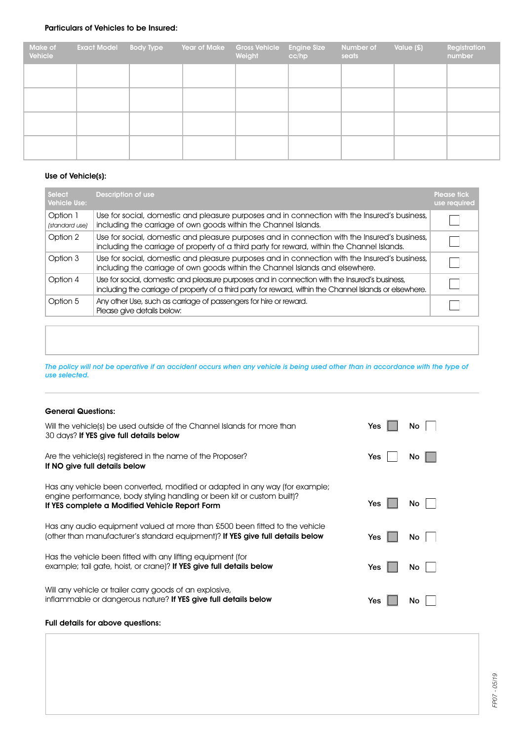**Particulars of Vehicles to be Insured:**

| Make of Vehicle | Exact Model | Body Type | Year of Make | Gross Vehicle Weight | Engine Size cc/hp | Number of seats | Value (£) | Registration number |
|---|---|---|---|---|---|---|---|---|
| | | | | | | | | |
| | | | | | | | | |
| | | | | | | | | |
| | | | | | | | | |

**Use of Vehicle(s):**

| Select Vehicle Use: | Description of use | Please tick use required |
|---|---|---|
| Option 1 *(standard use)* | Use for social, domestic and pleasure purposes and in connection with the Insured's business, including the carriage of own goods within the Channel Islands. | ☐ |
| Option 2 | Use for social, domestic and pleasure purposes and in connection with the Insured's business, including the carriage of property of a third party for reward, within the Channel Islands. | ☐ |
| Option 3 | Use for social, domestic and pleasure purposes and in connection with the Insured's business, including the carriage of own goods within the Channel Islands and elsewhere. | ☐ |
| Option 4 | Use for social, domestic and pleasure purposes and in connection with the Insured's business, including the carriage of property of a third party for reward, within the Channel Islands or elsewhere. | ☐ |
| Option 5 | Any other Use, such as carriage of passengers for hire or reward. Please give details below: | ☐ |

*The policy will not be operative if an accident occurs when any vehicle is being used other than in accordance with the type of use selected.*

**General Questions:**

Will the vehicle(s) be used outside of the Channel Islands for more than 30 days? **If YES give full details below** — Yes ☐ No ☐

Are the vehicle(s) registered in the name of the Proposer? **If NO give full details below** — Yes ☐ No ☐

Has any vehicle been converted, modified or adapted in any way (for example; engine performance, body styling handling or been kit or custom built)? **If YES complete a Modified Vehicle Report Form** — Yes ☐ No ☐

Has any audio equipment valued at more than £500 been fitted to the vehicle (other than manufacturer's standard equipment)? **If YES give full details below** — Yes ☐ No ☐

Has the vehicle been fitted with any lifting equipment (for example; tail gate, hoist, or crane)? **If YES give full details below** — Yes ☐ No ☐

Will any vehicle or trailer carry goods of an explosive, inflammable or dangerous nature? **If YES give full details below** — Yes ☐ No ☐

**Full details for above questions:**

FP07 - 05/19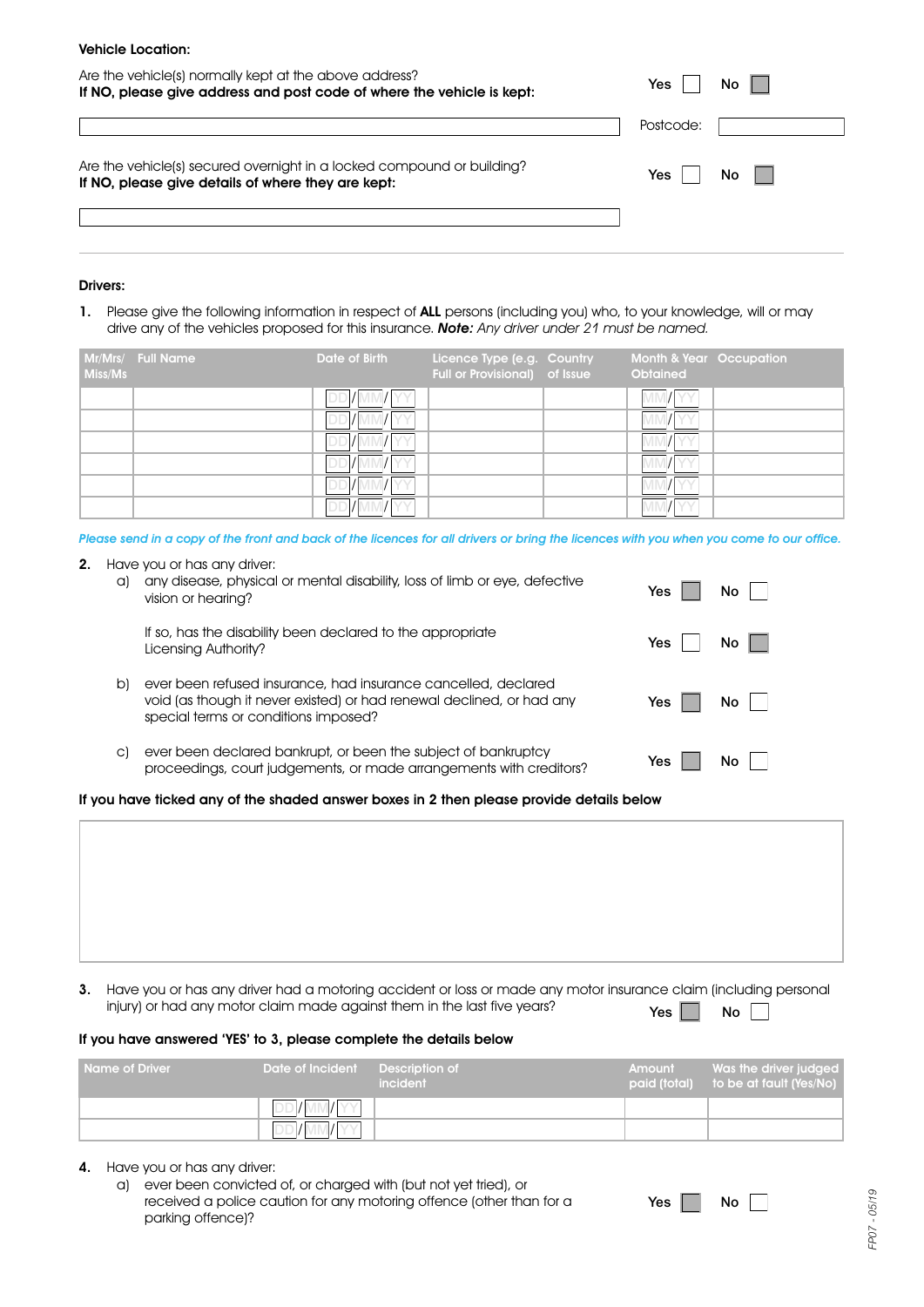**Vehicle Location:**

Are the vehicle(s) normally kept at the above address?
**If NO, please give address and post code of where the vehicle is kept:** Yes ☐ No ☐

Postcode:

Are the vehicle(s) secured overnight in a locked compound or building?
**If NO, please give details of where they are kept:** Yes ☐ No ☐

**Drivers:**

1. Please give the following information in respect of **ALL** persons (including you) who, to your knowledge, will or may drive any of the vehicles proposed for this insurance. ***Note:*** *Any driver under 21 must be named.*

| Mr/Mrs/ Miss/Ms | Full Name | Date of Birth | Licence Type (e.g. Full or Provisional) | Country of Issue | Month & Year Obtained | Occupation |
|---|---|---|---|---|---|---|
| | | DD/MM/YY | | | MM/YY | |
| | | DD/MM/YY | | | MM/YY | |
| | | DD/MM/YY | | | MM/YY | |
| | | DD/MM/YY | | | MM/YY | |
| | | DD/MM/YY | | | MM/YY | |
| | | DD/MM/YY | | | MM/YY | |

*Please send in a copy of the front and back of the licences for all drivers or bring the licences with you when you come to our office.*

2. Have you or has any driver:
   a) any disease, physical or mental disability, loss of limb or eye, defective vision or hearing? Yes ☐ No ☐

      If so, has the disability been declared to the appropriate Licensing Authority? Yes ☐ No ☐

   b) ever been refused insurance, had insurance cancelled, declared void (as though it never existed) or had renewal declined, or had any special terms or conditions imposed? Yes ☐ No ☐

   c) ever been declared bankrupt, or been the subject of bankruptcy proceedings, court judgements, or made arrangements with creditors? Yes ☐ No ☐

**If you have ticked any of the shaded answer boxes in 2 then please provide details below**

3. Have you or has any driver had a motoring accident or loss or made any motor insurance claim (including personal injury) or had any motor claim made against them in the last five years? Yes ☐ No ☐

**If you have answered 'YES' to 3, please complete the details below**

| Name of Driver | Date of Incident | Description of incident | Amount paid (total) | Was the driver judged to be at fault (Yes/No) |
|---|---|---|---|---|
| | DD/MM/YY | | | |
| | DD/MM/YY | | | |

4. Have you or has any driver:
   a) ever been convicted of, or charged with (but not yet tried), or received a police caution for any motoring offence (other than for a parking offence)? Yes ☐ No ☐

FP07 - 05/19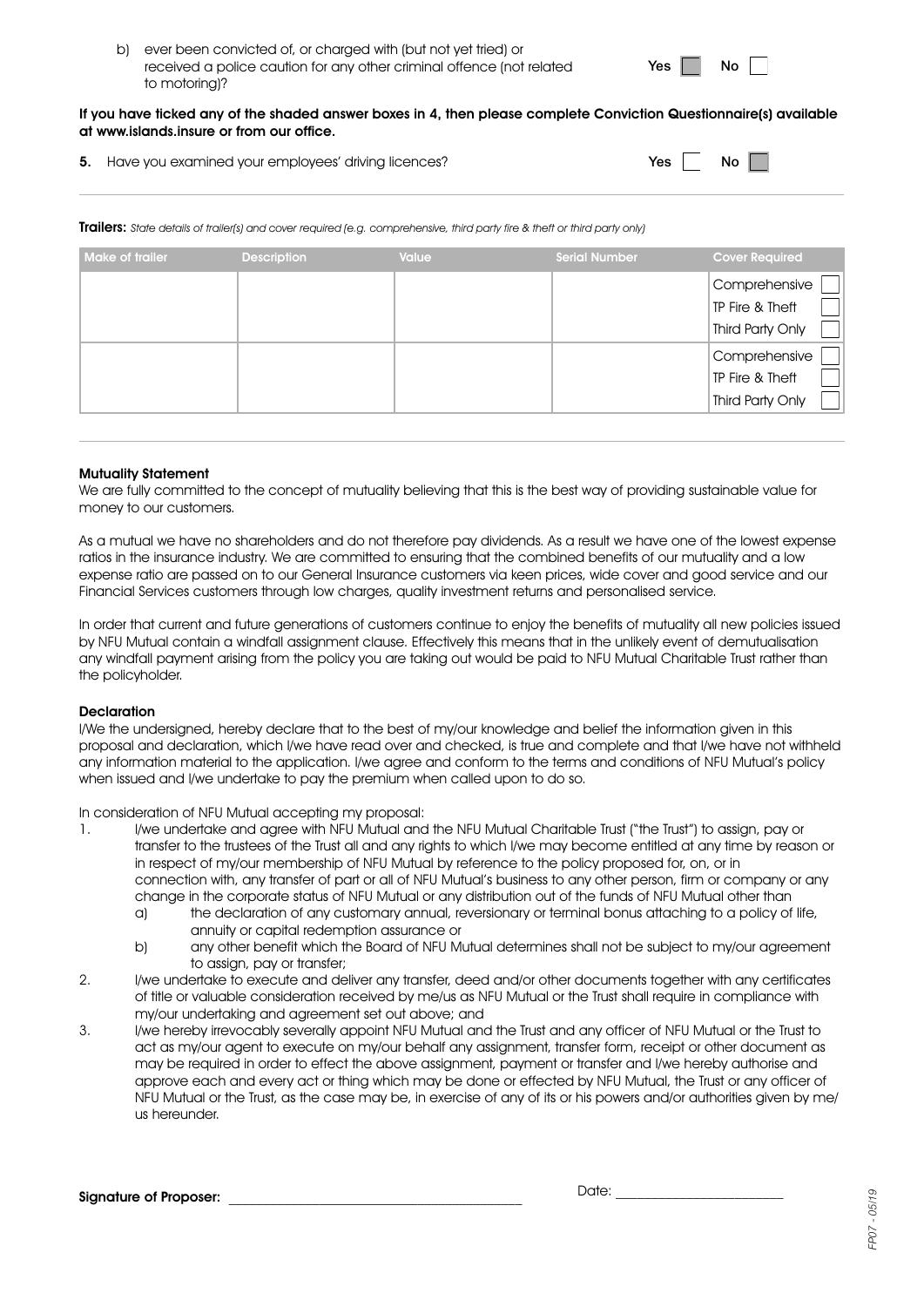b) ever been convicted of, or charged with (but not yet tried) or received a police caution for any other criminal offence (not related to motoring)? Yes ☐ No ☐

**If you have ticked any of the shaded answer boxes in 4, then please complete Conviction Questionnaire(s) available at www.islands.insure or from our office.**

**5.** Have you examined your employees' driving licences? Yes ☐ No ☐

**Trailers:** *State details of trailer(s) and cover required (e.g. comprehensive, third party fire & theft or third party only)*

| Make of trailer | Description | Value | Serial Number | Cover Required |
|---|---|---|---|---|
| | | | | Comprehensive ☐<br>TP Fire & Theft ☐<br>Third Party Only ☐ |
| | | | | Comprehensive ☐<br>TP Fire & Theft ☐<br>Third Party Only ☐ |

**Mutuality Statement**

We are fully committed to the concept of mutuality believing that this is the best way of providing sustainable value for money to our customers.

As a mutual we have no shareholders and do not therefore pay dividends. As a result we have one of the lowest expense ratios in the insurance industry. We are committed to ensuring that the combined benefits of our mutuality and a low expense ratio are passed on to our General Insurance customers via keen prices, wide cover and good service and our Financial Services customers through low charges, quality investment returns and personalised service.

In order that current and future generations of customers continue to enjoy the benefits of mutuality all new policies issued by NFU Mutual contain a windfall assignment clause. Effectively this means that in the unlikely event of demutualisation any windfall payment arising from the policy you are taking out would be paid to NFU Mutual Charitable Trust rather than the policyholder.

**Declaration**

I/We the undersigned, hereby declare that to the best of my/our knowledge and belief the information given in this proposal and declaration, which I/we have read over and checked, is true and complete and that I/we have not withheld any information material to the application. I/we agree and conform to the terms and conditions of NFU Mutual's policy when issued and I/we undertake to pay the premium when called upon to do so.

In consideration of NFU Mutual accepting my proposal:

1. I/we undertake and agree with NFU Mutual and the NFU Mutual Charitable Trust ("the Trust") to assign, pay or transfer to the trustees of the Trust all and any rights to which I/we may become entitled at any time by reason or in respect of my/our membership of NFU Mutual by reference to the policy proposed for, on, or in connection with, any transfer of part or all of NFU Mutual's business to any other person, firm or company or any change in the corporate status of NFU Mutual or any distribution out of the funds of NFU Mutual other than
   a) the declaration of any customary annual, reversionary or terminal bonus attaching to a policy of life, annuity or capital redemption assurance or
   b) any other benefit which the Board of NFU Mutual determines shall not be subject to my/our agreement to assign, pay or transfer;
2. I/we undertake to execute and deliver any transfer, deed and/or other documents together with any certificates of title or valuable consideration received by me/us as NFU Mutual or the Trust shall require in compliance with my/our undertaking and agreement set out above; and
3. I/we hereby irrevocably severally appoint NFU Mutual and the Trust and any officer of NFU Mutual or the Trust to act as my/our agent to execute on my/our behalf any assignment, transfer form, receipt or other document as may be required in order to effect the above assignment, payment or transfer and I/we hereby authorise and approve each and every act or thing which may be done or effected by NFU Mutual, the Trust or any officer of NFU Mutual or the Trust, as the case may be, in exercise of any of its or his powers and/or authorities given by me/us hereunder.

**Signature of Proposer:** ______________________________ Date: ____________________

FP07 - 05/19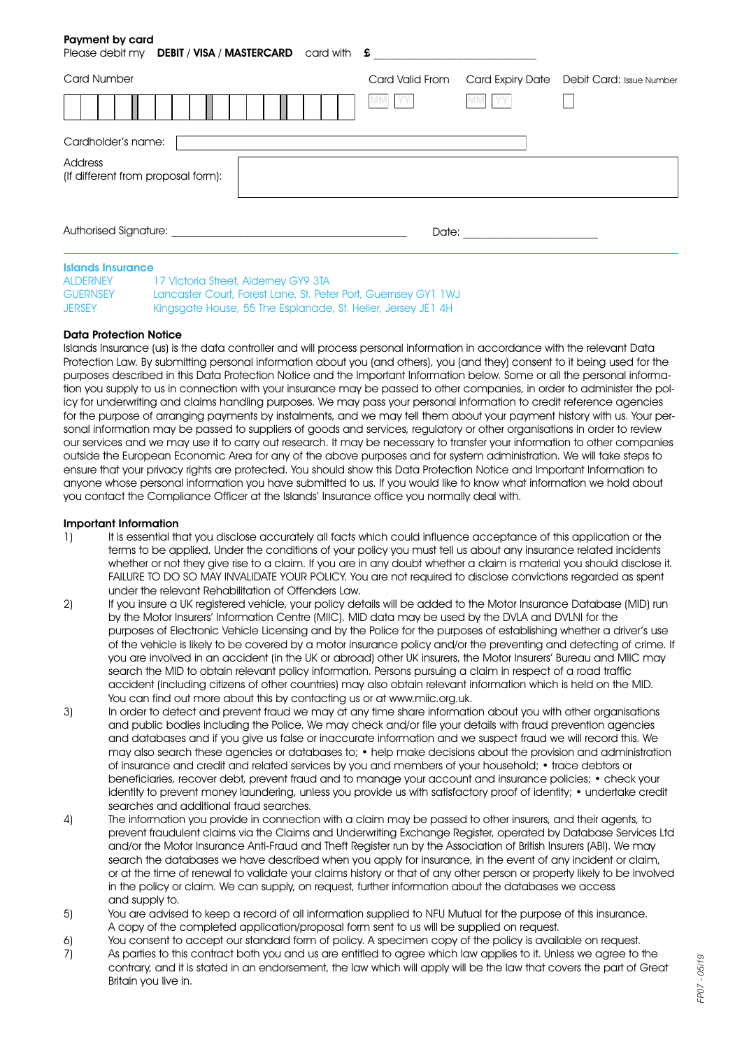**Payment by card**

Please debit my **DEBIT / VISA / MASTERCARD** card with £ ____________________

| Card Number | Card Valid From | Card Expiry Date | Debit Card: Issue Number |
|---|---|---|---|
| | MM YY | MM YY | |

Cardholder's name: ____________________

Address
(If different from proposal form): ____________________

Authorised Signature: ____________________ Date: ____________________

**Islands Insurance**

ALDERNEY 17 Victoria Street, Alderney GY9 3TA
GUERNSEY Lancaster Court, Forest Lane, St. Peter Port, Guernsey GY1 1WJ
JERSEY Kingsgate House, 55 The Esplanade, St. Helier, Jersey JE1 4H

**Data Protection Notice**

Islands Insurance (us) is the data controller and will process personal information in accordance with the relevant Data Protection Law. By submitting personal information about you (and others), you (and they) consent to it being used for the purposes described in this Data Protection Notice and the Important Information below. Some or all the personal information you supply to us in connection with your insurance may be passed to other companies, in order to administer the policy for underwriting and claims handling purposes. We may pass your personal information to credit reference agencies for the purpose of arranging payments by instalments, and we may tell them about your payment history with us. Your personal information may be passed to suppliers of goods and services, regulatory or other organisations in order to review our services and we may use it to carry out research. It may be necessary to transfer your information to other companies outside the European Economic Area for any of the above purposes and for system administration. We will take steps to ensure that your privacy rights are protected. You should show this Data Protection Notice and Important Information to anyone whose personal information you have submitted to us. If you would like to know what information we hold about you contact the Compliance Officer at the Islands' Insurance office you normally deal with.

**Important Information**

1) It is essential that you disclose accurately all facts which could influence acceptance of this application or the terms to be applied. Under the conditions of your policy you must tell us about any insurance related incidents whether or not they give rise to a claim. If you are in any doubt whether a claim is material you should disclose it. FAILURE TO DO SO MAY INVALIDATE YOUR POLICY. You are not required to disclose convictions regarded as spent under the relevant Rehabilitation of Offenders Law.

2) If you insure a UK registered vehicle, your policy details will be added to the Motor Insurance Database (MID) run by the Motor Insurers' Information Centre (MIIC). MID data may be used by the DVLA and DVLNI for the purposes of Electronic Vehicle Licensing and by the Police for the purposes of establishing whether a driver's use of the vehicle is likely to be covered by a motor insurance policy and/or the preventing and detecting of crime. If you are involved in an accident (in the UK or abroad) other UK insurers, the Motor Insurers' Bureau and MIIC may search the MID to obtain relevant policy information. Persons pursuing a claim in respect of a road traffic accident (including citizens of other countries) may also obtain relevant information which is held on the MID. You can find out more about this by contacting us or at www.miic.org.uk.

3) In order to detect and prevent fraud we may at any time share information about you with other organisations and public bodies including the Police. We may check and/or file your details with fraud prevention agencies and databases and if you give us false or inaccurate information and we suspect fraud we will record this. We may also search these agencies or databases to; • help make decisions about the provision and administration of insurance and credit and related services by you and members of your household; • trace debtors or beneficiaries, recover debt, prevent fraud and to manage your account and insurance policies; • check your identity to prevent money laundering, unless you provide us with satisfactory proof of identity; • undertake credit searches and additional fraud searches.

4) The information you provide in connection with a claim may be passed to other insurers, and their agents, to prevent fraudulent claims via the Claims and Underwriting Exchange Register, operated by Database Services Ltd and/or the Motor Insurance Anti-Fraud and Theft Register run by the Association of British Insurers (ABI). We may search the databases we have described when you apply for insurance, in the event of any incident or claim, or at the time of renewal to validate your claims history or that of any other person or property likely to be involved in the policy or claim. We can supply, on request, further information about the databases we access and supply to.

5) You are advised to keep a record of all information supplied to NFU Mutual for the purpose of this insurance. A copy of the completed application/proposal form sent to us will be supplied on request.

6) You consent to accept our standard form of policy. A specimen copy of the policy is available on request.

7) As parties to this contract both you and us are entitled to agree which law applies to it. Unless we agree to the contrary, and it is stated in an endorsement, the law which will apply will be the law that covers the part of Great Britain you live in.

FP07 - 05/19